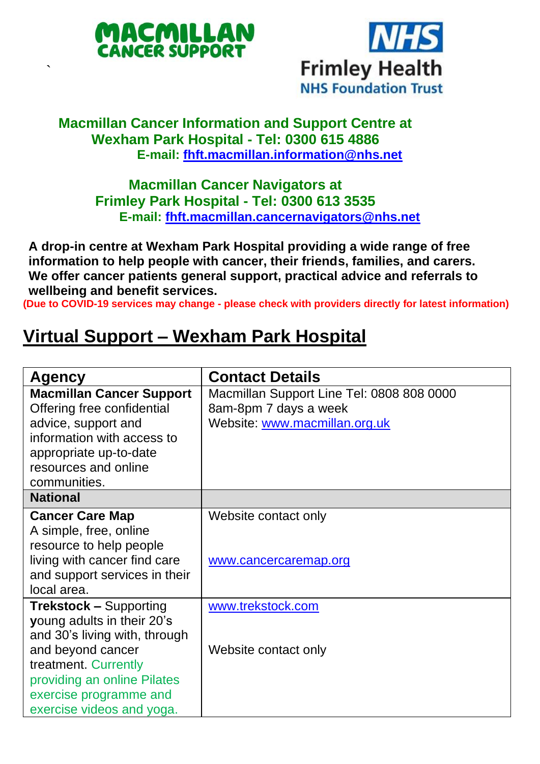MACMILLAN CANCER SUPPORT

NHS Frimley Health NHS Foundation Trust

**Macmillan Cancer Information and Support Centre at Wexham Park Hospital - Tel: 0300 615 4886**
**E-mail: fhft.macmillan.information@nhs.net**

**Macmillan Cancer Navigators at Frimley Park Hospital - Tel: 0300 613 3535**
**E-mail: fhft.macmillan.cancernavigators@nhs.net**

**A drop-in centre at Wexham Park Hospital providing a wide range of free information to help people with cancer, their friends, families, and carers. We offer cancer patients general support, practical advice and referrals to wellbeing and benefit services.**
**(Due to COVID-19 services may change - please check with providers directly for latest information)**

## Virtual Support – Wexham Park Hospital

| Agency | Contact Details |
|---|---|
| **Macmillan Cancer Support** Offering free confidential advice, support and information with access to appropriate up-to-date resources and online communities. | Macmillan Support Line Tel: 0808 808 0000 8am-8pm 7 days a week Website: www.macmillan.org.uk |
| **National** | |
| **Cancer Care Map** A simple, free, online resource to help people living with cancer find care and support services in their local area. | Website contact only www.cancercaremap.org |
| **Trekstock –** Supporting **y**oung adults in their 20's and 30's living with, through and beyond cancer treatment. Currently providing an online Pilates exercise programme and exercise videos and yoga. | www.trekstock.com Website contact only |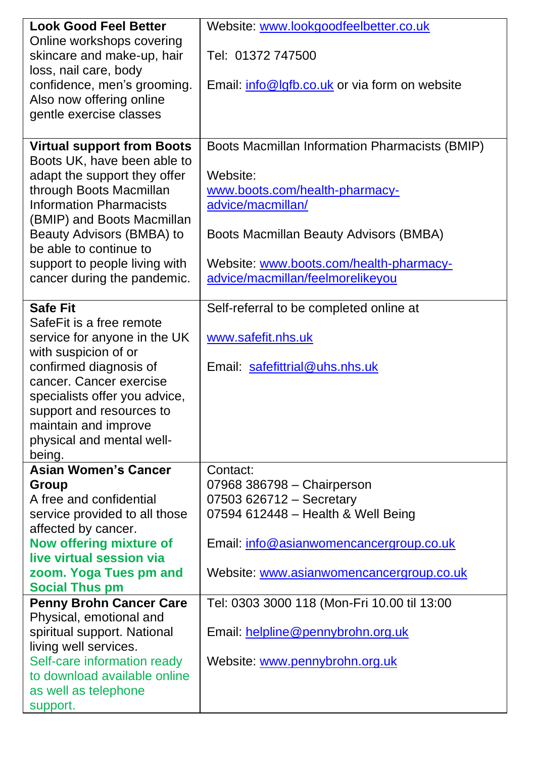| **Look Good Feel Better** Online workshops covering skincare and make-up, hair loss, nail care, body confidence, men's grooming. Also now offering online gentle exercise classes | Website: www.lookgoodfeelbetter.co.uk<br><br>Tel: 01372 747500<br><br>Email: info@lgfb.co.uk or via form on website |
|---|---|
| **Virtual support from Boots** Boots UK, have been able to adapt the support they offer through Boots Macmillan Information Pharmacists (BMIP) and Boots Macmillan Beauty Advisors (BMBA) to be able to continue to support to people living with cancer during the pandemic. | Boots Macmillan Information Pharmacists (BMIP)<br><br>Website: www.boots.com/health-pharmacy-advice/macmillan/<br><br>Boots Macmillan Beauty Advisors (BMBA)<br><br>Website: www.boots.com/health-pharmacy-advice/macmillan/feelmorelikeyou |
| **Safe Fit** SafeFit is a free remote service for anyone in the UK with suspicion of or confirmed diagnosis of cancer. Cancer exercise specialists offer you advice, support and resources to maintain and improve physical and mental well-being. | Self-referral to be completed online at<br><br>www.safefit.nhs.uk<br><br>Email: safefittrial@uhs.nhs.uk |
| **Asian Women's Cancer Group** A free and confidential service provided to all those affected by cancer. **Now offering mixture of live virtual session via zoom. Yoga Tues pm and Social Thus pm** | Contact:<br>07968 386798 – Chairperson<br>07503 626712 – Secretary<br>07594 612448 – Health & Well Being<br><br>Email: info@asianwomencancergroup.co.uk<br><br>Website: www.asianwomencancergroup.co.uk |
| **Penny Brohn Cancer Care** Physical, emotional and spiritual support. National living well services. Self-care information ready to download available online as well as telephone support. | Tel: 0303 3000 118 (Mon-Fri 10.00 til 13:00<br><br>Email: helpline@pennybrohn.org.uk<br><br>Website: www.pennybrohn.org.uk |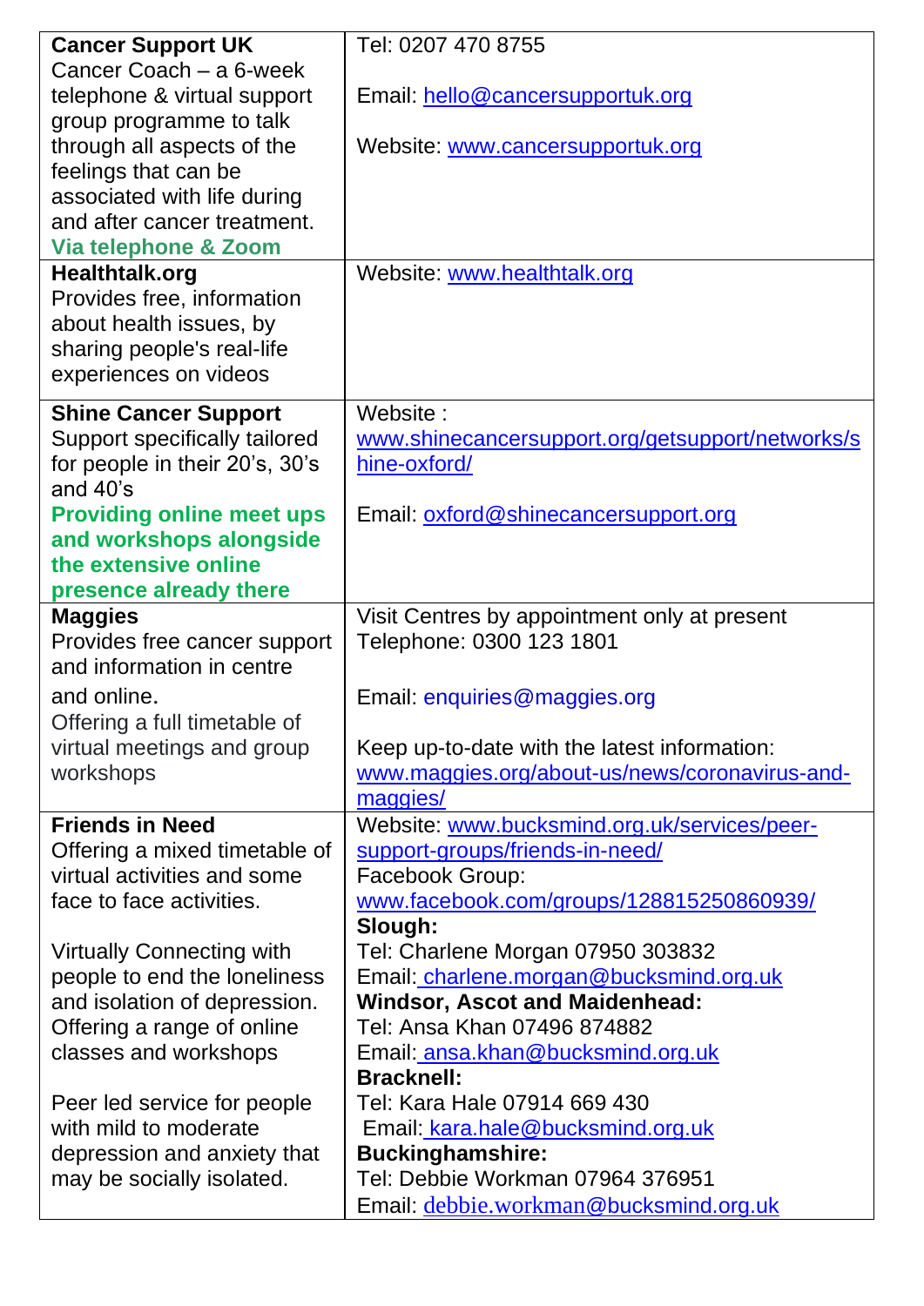| | |
|---|---|
| **Cancer Support UK**<br>Cancer Coach – a 6-week telephone & virtual support group programme to talk through all aspects of the feelings that can be associated with life during and after cancer treatment.<br>**Via telephone & Zoom** | Tel: 0207 470 8755<br><br>Email: hello@cancersupportuk.org<br><br>Website: www.cancersupportuk.org |
| **Healthtalk.org**<br>Provides free, information about health issues, by sharing people's real-life experiences on videos | Website: www.healthtalk.org |
| **Shine Cancer Support**<br>Support specifically tailored for people in their 20's, 30's and 40's<br>**Providing online meet ups and workshops alongside the extensive online presence already there** | Website :<br>www.shinecancersupport.org/getsupport/networks/shine-oxford/<br><br>Email: oxford@shinecancersupport.org |
| **Maggies**<br>Provides free cancer support and information in centre and online.<br>Offering a full timetable of virtual meetings and group workshops | Visit Centres by appointment only at present<br>Telephone: 0300 123 1801<br><br>Email: enquiries@maggies.org<br><br>Keep up-to-date with the latest information:<br>www.maggies.org/about-us/news/coronavirus-and-maggies/ |
| **Friends in Need**<br>Offering a mixed timetable of virtual activities and some face to face activities.<br><br>Virtually Connecting with people to end the loneliness and isolation of depression. Offering a range of online classes and workshops<br><br>Peer led service for people with mild to moderate depression and anxiety that may be socially isolated. | Website: www.bucksmind.org.uk/services/peer-support-groups/friends-in-need/<br>Facebook Group:<br>www.facebook.com/groups/128815250860939/<br>**Slough:**<br>Tel: Charlene Morgan 07950 303832<br>Email: charlene.morgan@bucksmind.org.uk<br>**Windsor, Ascot and Maidenhead:**<br>Tel: Ansa Khan 07496 874882<br>Email: ansa.khan@bucksmind.org.uk<br>**Bracknell:**<br>Tel: Kara Hale 07914 669 430<br>Email: kara.hale@bucksmind.org.uk<br>**Buckinghamshire:**<br>Tel: Debbie Workman 07964 376951<br>Email: debbie.workman@bucksmind.org.uk |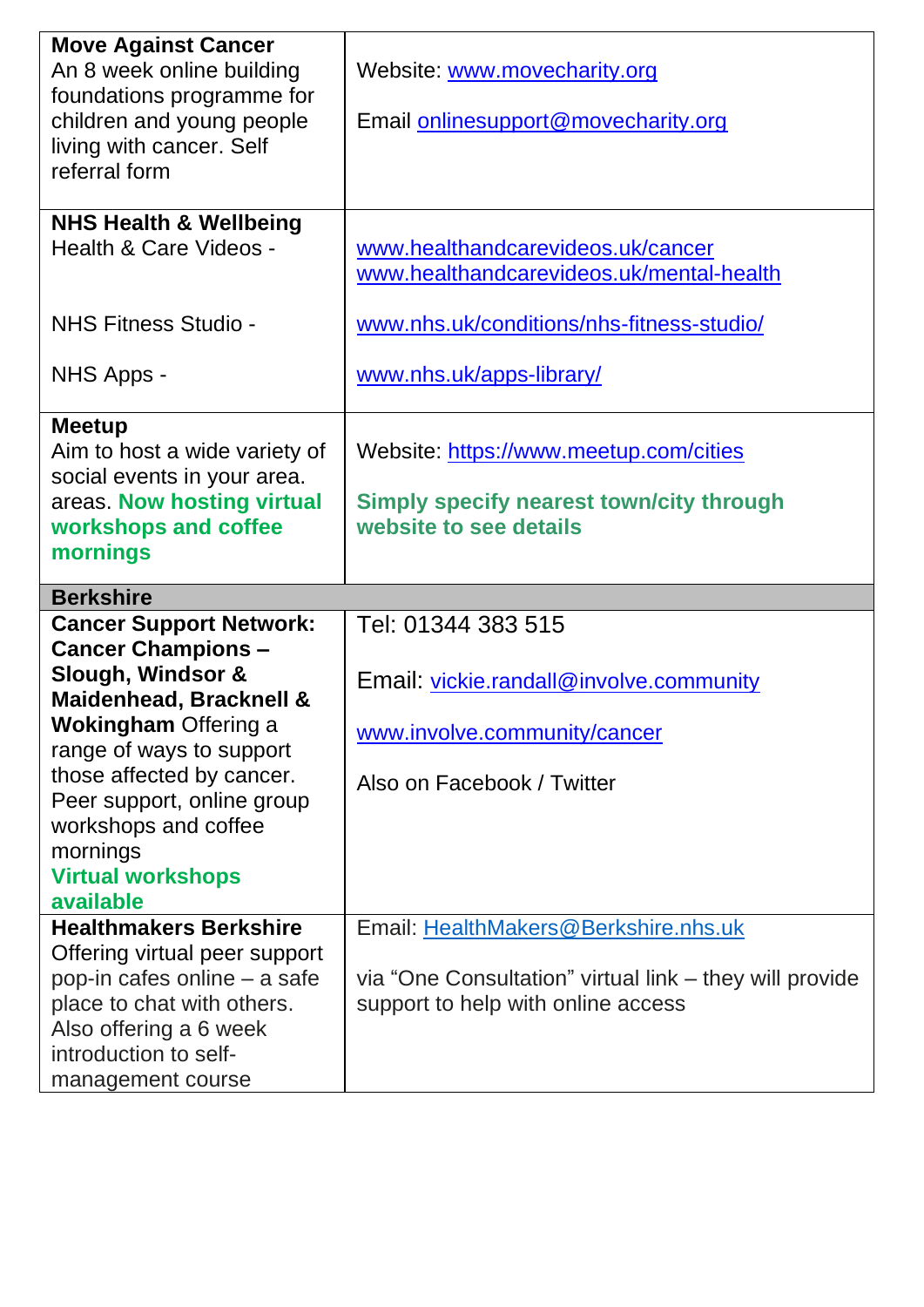| | |
|---|---|
| **Move Against Cancer**<br>An 8 week online building foundations programme for children and young people living with cancer. Self referral form | Website: www.movecharity.org<br><br>Email onlinesupport@movecharity.org |
| **NHS Health & Wellbeing**<br>Health & Care Videos -<br><br>NHS Fitness Studio -<br><br>NHS Apps - | www.healthandcarevideos.uk/cancer<br>www.healthandcarevideos.uk/mental-health<br><br>www.nhs.uk/conditions/nhs-fitness-studio/<br><br>www.nhs.uk/apps-library/ |
| **Meetup**<br>Aim to host a wide variety of social events in your area. areas. **Now hosting virtual workshops and coffee mornings** | Website: https://www.meetup.com/cities<br><br>**Simply specify nearest town/city through website to see details** |
| **Berkshire** | |
| **Cancer Support Network: Cancer Champions – Slough, Windsor & Maidenhead, Bracknell & Wokingham** Offering a range of ways to support those affected by cancer. Peer support, online group workshops and coffee mornings<br>**Virtual workshops available** | Tel: 01344 383 515<br><br>Email: vickie.randall@involve.community<br><br>www.involve.community/cancer<br><br>Also on Facebook / Twitter |
| **Healthmakers Berkshire**<br>Offering virtual peer support pop-in cafes online – a safe place to chat with others. Also offering a 6 week introduction to self-management course | Email: HealthMakers@Berkshire.nhs.uk<br><br>via "One Consultation" virtual link – they will provide support to help with online access |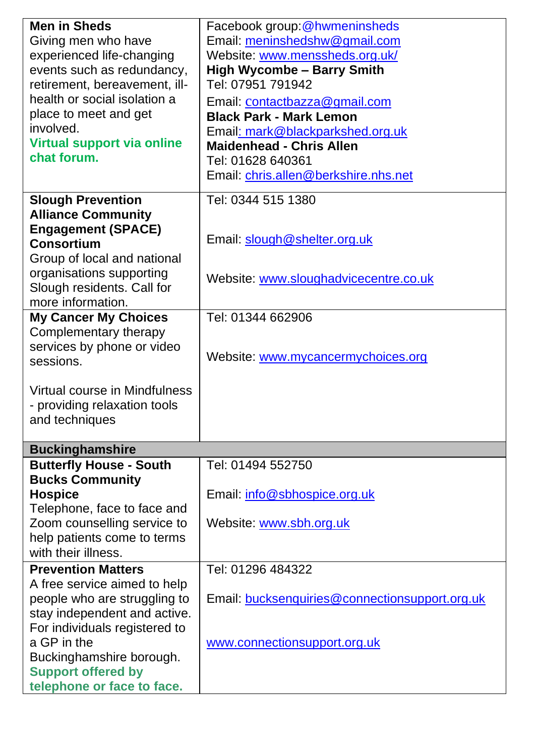| | |
|---|---|
| **Men in Sheds**<br>Giving men who have experienced life-changing events such as redundancy, retirement, bereavement, ill-health or social isolation a place to meet and get involved.<br>**Virtual support via online chat forum.** | Facebook group:@hwmeninsheds<br>Email: meninshedshw@gmail.com<br>Website: www.menssheds.org.uk/<br>**High Wycombe – Barry Smith**<br>Tel: 07951 791942<br>Email: contactbazza@gmail.com<br>**Black Park - Mark Lemon**<br>Email: mark@blackparkshed.org.uk<br>**Maidenhead - Chris Allen**<br>Tel: 01628 640361<br>Email: chris.allen@berkshire.nhs.net |
| **Slough Prevention Alliance Community Engagement (SPACE) Consortium**<br>Group of local and national organisations supporting Slough residents. Call for more information. | Tel: 0344 515 1380<br>Email: slough@shelter.org.uk<br>Website: www.sloughadvicecentre.co.uk |
| **My Cancer My Choices**<br>Complementary therapy services by phone or video sessions.<br>Virtual course in Mindfulness - providing relaxation tools and techniques | Tel: 01344 662906<br>Website: www.mycancermychoices.org |
| **Buckinghamshire** | |
| **Butterfly House - South Bucks Community Hospice**<br>Telephone, face to face and Zoom counselling service to help patients come to terms with their illness. | Tel: 01494 552750<br>Email: info@sbhospice.org.uk<br>Website: www.sbh.org.uk |
| **Prevention Matters**<br>A free service aimed to help people who are struggling to stay independent and active. For individuals registered to a GP in the Buckinghamshire borough.<br>**Support offered by telephone or face to face.** | Tel: 01296 484322<br>Email: bucksenquiries@connectionsupport.org.uk<br>www.connectionsupport.org.uk |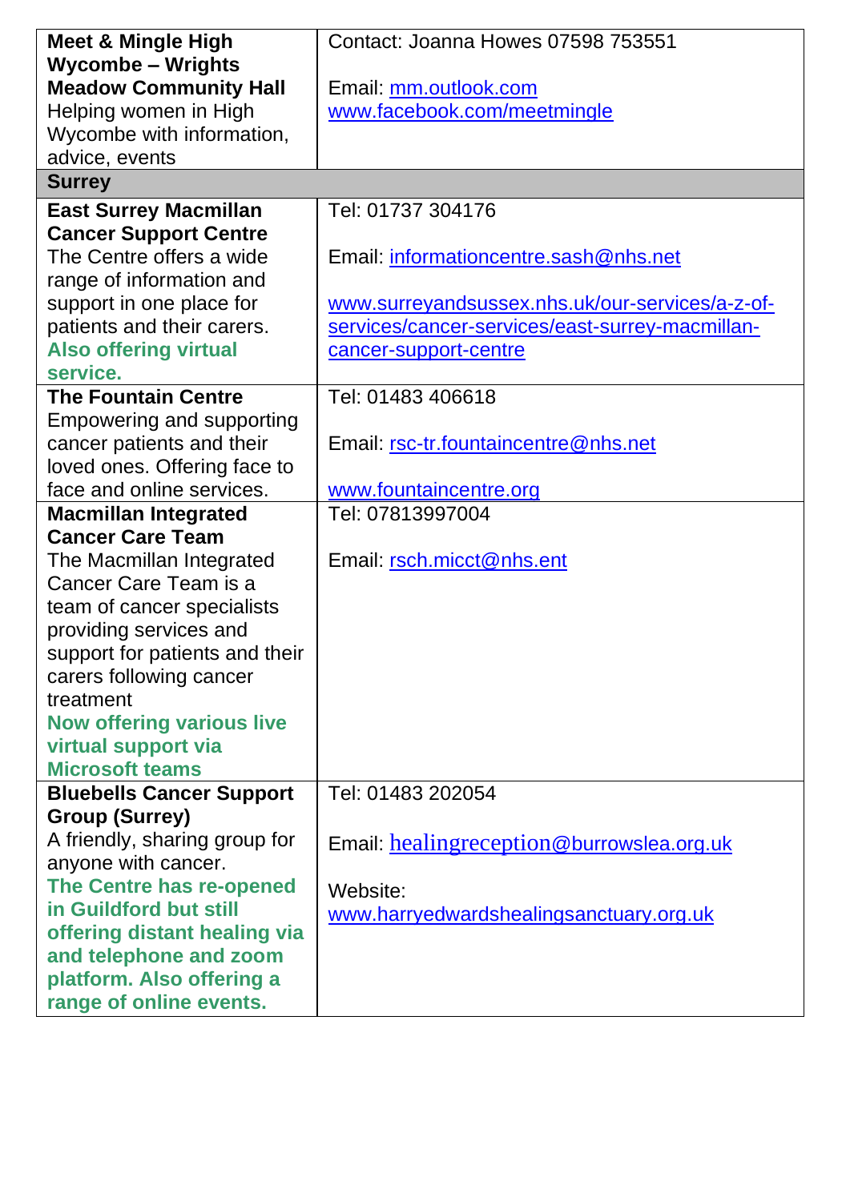| | |
|---|---|
| **Meet & Mingle High Wycombe – Wrights Meadow Community Hall**<br>Helping women in High Wycombe with information, advice, events | Contact: Joanna Howes 07598 753551<br><br>Email: mm.outlook.com<br>www.facebook.com/meetmingle |
| **Surrey** | |
| **East Surrey Macmillan Cancer Support Centre**<br>The Centre offers a wide range of information and support in one place for patients and their carers.<br>**Also offering virtual service.** | Tel: 01737 304176<br><br>Email: informationcentre.sash@nhs.net<br><br>www.surreyandsussex.nhs.uk/our-services/a-z-of-services/cancer-services/east-surrey-macmillan-cancer-support-centre |
| **The Fountain Centre**<br>Empowering and supporting cancer patients and their loved ones. Offering face to face and online services. | Tel: 01483 406618<br><br>Email: rsc-tr.fountaincentre@nhs.net<br><br>www.fountaincentre.org |
| **Macmillan Integrated Cancer Care Team**<br>The Macmillan Integrated Cancer Care Team is a team of cancer specialists providing services and support for patients and their carers following cancer treatment<br>**Now offering various live virtual support via Microsoft teams** | Tel: 07813997004<br><br>Email: rsch.micct@nhs.ent |
| **Bluebells Cancer Support Group (Surrey)**<br>A friendly, sharing group for anyone with cancer.<br>**The Centre has re-opened in Guildford but still offering distant healing via and telephone and zoom platform. Also offering a range of online events.** | Tel: 01483 202054<br><br>Email: healingreception@burrowslea.org.uk<br><br>Website:<br>www.harryedwardshealingsanctuary.org.uk |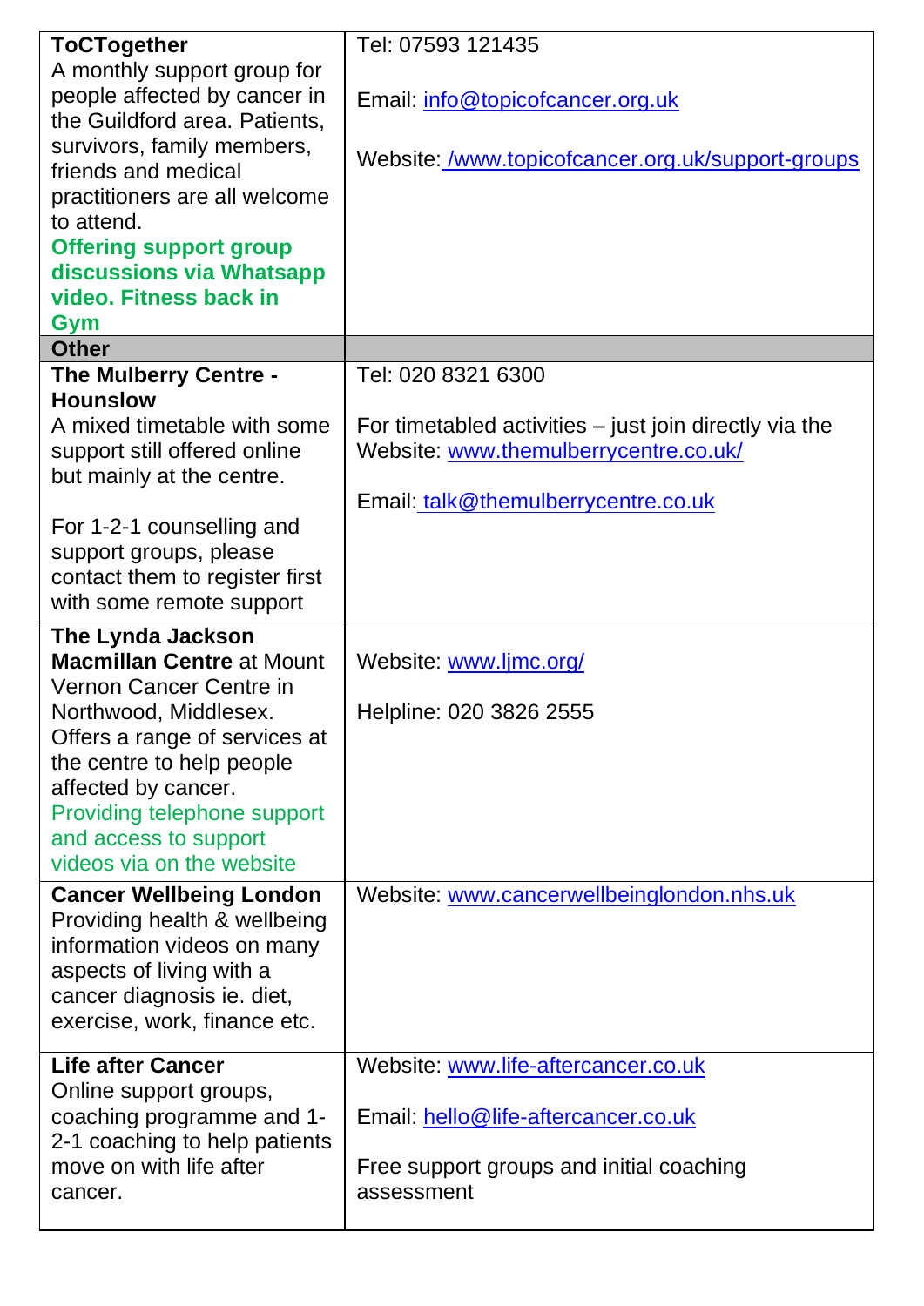| | |
|---|---|
| **ToCTogether**<br>A monthly support group for people affected by cancer in the Guildford area. Patients, survivors, family members, friends and medical practitioners are all welcome to attend.<br>**Offering support group discussions via Whatsapp video. Fitness back in Gym** | Tel: 07593 121435<br><br>Email: info@topicofcancer.org.uk<br><br>Website: /www.topicofcancer.org.uk/support-groups |
| **Other** | |
| **The Mulberry Centre - Hounslow**<br>A mixed timetable with some support still offered online but mainly at the centre.<br><br>For 1-2-1 counselling and support groups, please contact them to register first with some remote support | Tel: 020 8321 6300<br><br>For timetabled activities – just join directly via the Website: www.themulberrycentre.co.uk/<br><br>Email: talk@themulberrycentre.co.uk |
| **The Lynda Jackson Macmillan Centre** at Mount Vernon Cancer Centre in Northwood, Middlesex. Offers a range of services at the centre to help people affected by cancer.<br>Providing telephone support and access to support videos via on the website | Website: www.ljmc.org/<br><br>Helpline: 020 3826 2555 |
| **Cancer Wellbeing London**<br>Providing health & wellbeing information videos on many aspects of living with a cancer diagnosis ie. diet, exercise, work, finance etc. | Website: www.cancerwellbeinglondon.nhs.uk |
| **Life after Cancer**<br>Online support groups, coaching programme and 1-2-1 coaching to help patients move on with life after cancer. | Website: www.life-aftercancer.co.uk<br><br>Email: hello@life-aftercancer.co.uk<br><br>Free support groups and initial coaching assessment |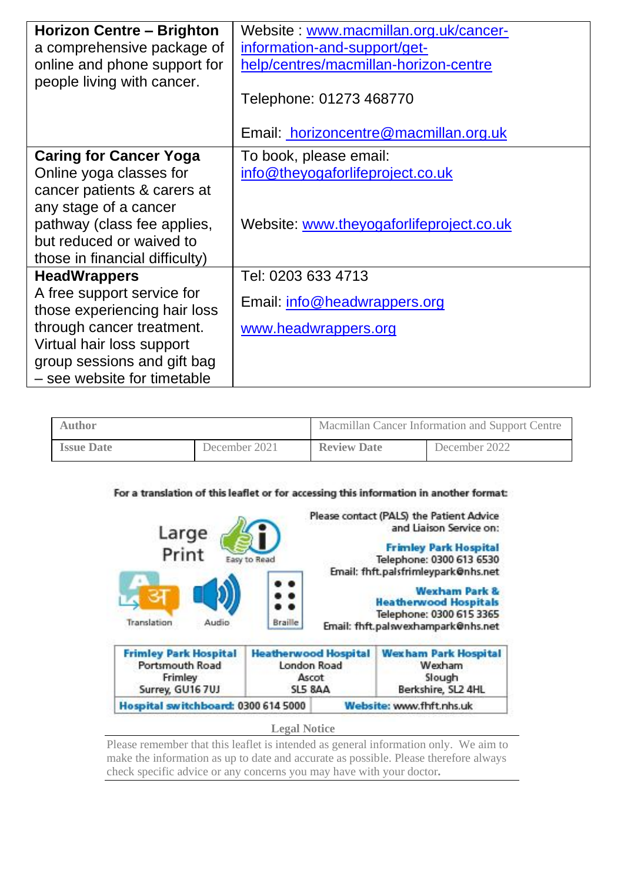| | |
|---|---|
| **Horizon Centre – Brighton** a comprehensive package of online and phone support for people living with cancer. | Website : www.macmillan.org.uk/cancer-information-and-support/get-help/centres/macmillan-horizon-centre<br><br>Telephone: 01273 468770<br><br>Email: horizoncentre@macmillan.org.uk |
| **Caring for Cancer Yoga** Online yoga classes for cancer patients & carers at any stage of a cancer pathway (class fee applies, but reduced or waived to those in financial difficulty) | To book, please email: info@theyogaforlifeproject.co.uk<br><br>Website: www.theyogaforlifeproject.co.uk |
| **HeadWrappers** A free support service for those experiencing hair loss through cancer treatment. Virtual hair loss support group sessions and gift bag – see website for timetable | Tel: 0203 633 4713<br><br>Email: info@headwrappers.org<br><br>www.headwrappers.org |

| | | | |
|---|---|---|---|
| **Author** | | Macmillan Cancer Information and Support Centre | |
| **Issue Date** | December 2021 | **Review Date** | December 2022 |

**For a translation of this leaflet or for accessing this information in another format:**

Large Print

Easy to Read

Translation

Audio

Braille

Please contact (PALS) the Patient Advice and Liaison Service on:

**Frimley Park Hospital**
Telephone: 0300 613 6530
Email: fhft.palsfrimleypark@nhs.net

**Wexham Park & Heatherwood Hospitals**
Telephone: 0300 615 3365
Email: fhft.palswexhampark@nhs.net

| **Frimley Park Hospital** | **Heatherwood Hospital** | **Wexham Park Hospital** |
|---|---|---|
| Portsmouth Road<br>Frimley<br>Surrey, GU16 7UJ | London Road<br>Ascot<br>SL5 8AA | Wexham<br>Slough<br>Berkshire, SL2 4HL |
| **Hospital switchboard:** 0300 614 5000 | **Website:** www.fhft.nhs.uk | |

**Legal Notice**

Please remember that this leaflet is intended as general information only. We aim to make the information as up to date and accurate as possible. Please therefore always check specific advice or any concerns you may have with your doctor.